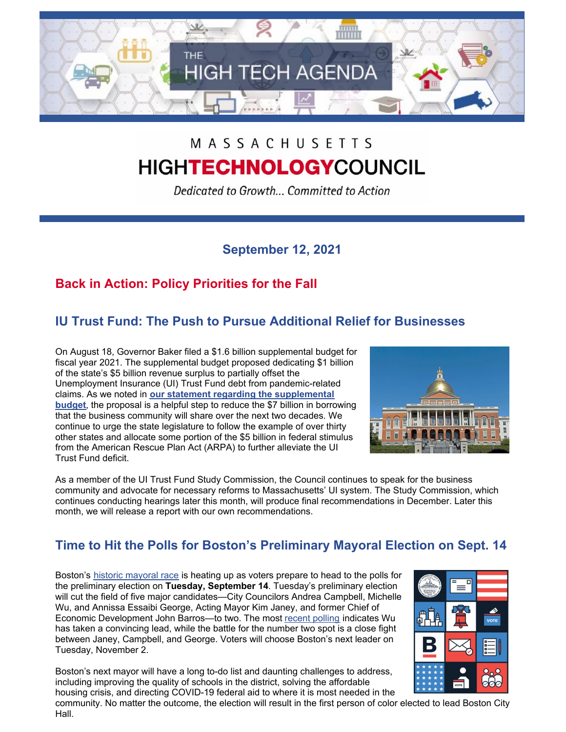THE HIGH TECH AGENDA

MASSACHUSETTS
# HIGHTECHNOLOGYCOUNCIL

*Dedicated to Growth... Committed to Action*

**September 12, 2021**

## Back in Action: Policy Priorities for the Fall

### IU Trust Fund: The Push to Pursue Additional Relief for Businesses

On August 18, Governor Baker filed a $1.6 billion supplemental budget for fiscal year 2021. The supplemental budget proposed dedicating $1 billion of the state's $5 billion revenue surplus to partially offset the Unemployment Insurance (UI) Trust Fund debt from pandemic-related claims. As we noted in **our statement regarding the supplemental budget**, the proposal is a helpful step to reduce the $7 billion in borrowing that the business community will share over the next two decades. We continue to urge the state legislature to follow the example of over thirty other states and allocate some portion of the $5 billion in federal stimulus from the American Rescue Plan Act (ARPA) to further alleviate the UI Trust Fund deficit.

As a member of the UI Trust Fund Study Commission, the Council continues to speak for the business community and advocate for necessary reforms to Massachusetts' UI system. The Study Commission, which continues conducting hearings later this month, will produce final recommendations in December. Later this month, we will release a report with our own recommendations.

### Time to Hit the Polls for Boston's Preliminary Mayoral Election on Sept. 14

Boston's historic mayoral race is heating up as voters prepare to head to the polls for the preliminary election on **Tuesday, September 14**. Tuesday's preliminary election will cut the field of five major candidates—City Councilors Andrea Campbell, Michelle Wu, and Annissa Essaibi George, Acting Mayor Kim Janey, and former Chief of Economic Development John Barros—to two. The most recent polling indicates Wu has taken a convincing lead, while the battle for the number two spot is a close fight between Janey, Campbell, and George. Voters will choose Boston's next leader on Tuesday, November 2.

Boston's next mayor will have a long to-do list and daunting challenges to address, including improving the quality of schools in the district, solving the affordable housing crisis, and directing COVID-19 federal aid to where it is most needed in the community. No matter the outcome, the election will result in the first person of color elected to lead Boston City Hall.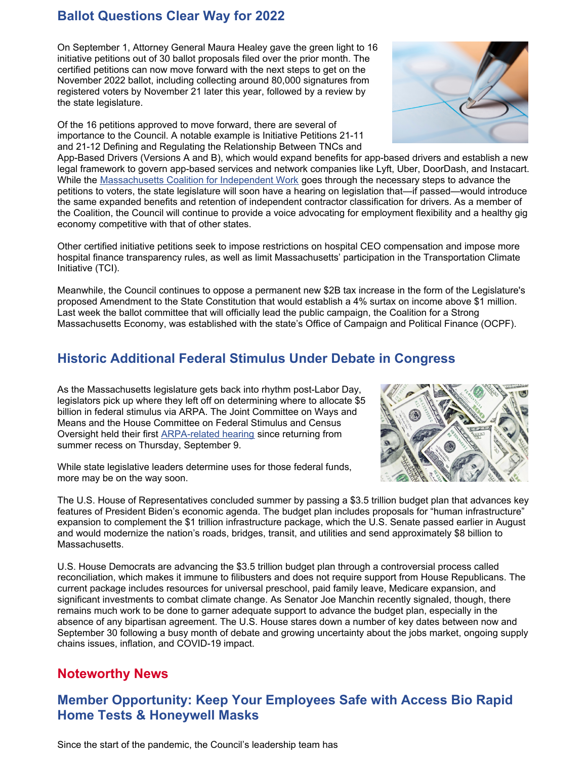## Ballot Questions Clear Way for 2022

On September 1, Attorney General Maura Healey gave the green light to 16 initiative petitions out of 30 ballot proposals filed over the prior month. The certified petitions can now move forward with the next steps to get on the November 2022 ballot, including collecting around 80,000 signatures from registered voters by November 21 later this year, followed by a review by the state legislature.

Of the 16 petitions approved to move forward, there are several of importance to the Council. A notable example is Initiative Petitions 21-11 and 21-12 Defining and Regulating the Relationship Between TNCs and App-Based Drivers (Versions A and B), which would expand benefits for app-based drivers and establish a new legal framework to govern app-based services and network companies like Lyft, Uber, DoorDash, and Instacart. While the Massachusetts Coalition for Independent Work goes through the necessary steps to advance the petitions to voters, the state legislature will soon have a hearing on legislation that—if passed—would introduce the same expanded benefits and retention of independent contractor classification for drivers. As a member of the Coalition, the Council will continue to provide a voice advocating for employment flexibility and a healthy gig economy competitive with that of other states.

Other certified initiative petitions seek to impose restrictions on hospital CEO compensation and impose more hospital finance transparency rules, as well as limit Massachusetts' participation in the Transportation Climate Initiative (TCI).

Meanwhile, the Council continues to oppose a permanent new $2B tax increase in the form of the Legislature's proposed Amendment to the State Constitution that would establish a 4% surtax on income above $1 million. Last week the ballot committee that will officially lead the public campaign, the Coalition for a Strong Massachusetts Economy, was established with the state's Office of Campaign and Political Finance (OCPF).

## Historic Additional Federal Stimulus Under Debate in Congress

As the Massachusetts legislature gets back into rhythm post-Labor Day, legislators pick up where they left off on determining where to allocate $5 billion in federal stimulus via ARPA. The Joint Committee on Ways and Means and the House Committee on Federal Stimulus and Census Oversight held their first ARPA-related hearing since returning from summer recess on Thursday, September 9.

While state legislative leaders determine uses for those federal funds, more may be on the way soon.

The U.S. House of Representatives concluded summer by passing a $3.5 trillion budget plan that advances key features of President Biden's economic agenda. The budget plan includes proposals for "human infrastructure" expansion to complement the $1 trillion infrastructure package, which the U.S. Senate passed earlier in August and would modernize the nation's roads, bridges, transit, and utilities and send approximately $8 billion to Massachusetts.

U.S. House Democrats are advancing the $3.5 trillion budget plan through a controversial process called reconciliation, which makes it immune to filibusters and does not require support from House Republicans. The current package includes resources for universal preschool, paid family leave, Medicare expansion, and significant investments to combat climate change. As Senator Joe Manchin recently signaled, though, there remains much work to be done to garner adequate support to advance the budget plan, especially in the absence of any bipartisan agreement. The U.S. House stares down a number of key dates between now and September 30 following a busy month of debate and growing uncertainty about the jobs market, ongoing supply chains issues, inflation, and COVID-19 impact.

## Noteworthy News

## Member Opportunity: Keep Your Employees Safe with Access Bio Rapid Home Tests & Honeywell Masks

Since the start of the pandemic, the Council's leadership team has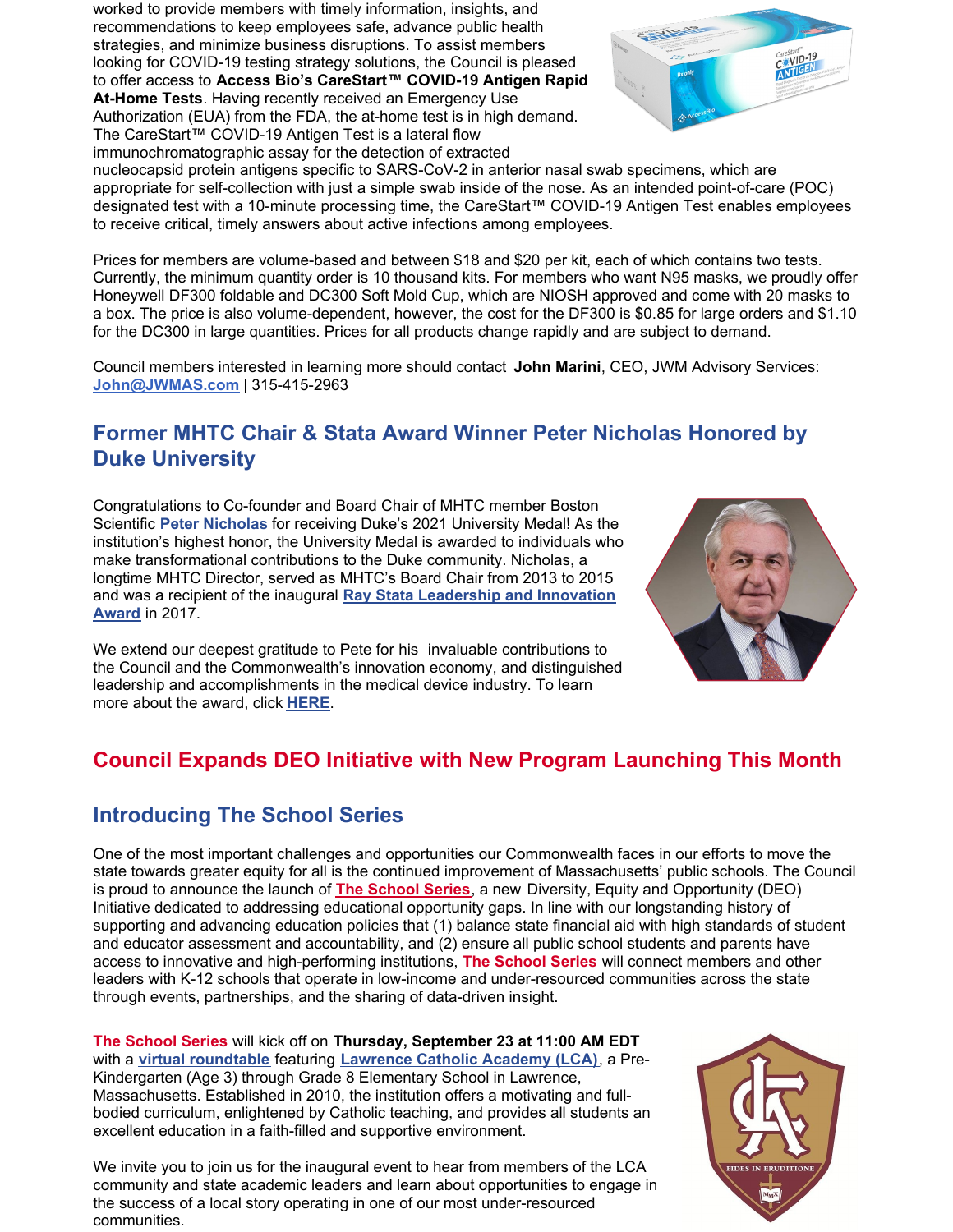worked to provide members with timely information, insights, and recommendations to keep employees safe, advance public health strategies, and minimize business disruptions. To assist members looking for COVID-19 testing strategy solutions, the Council is pleased to offer access to **Access Bio's CareStart™ COVID-19 Antigen Rapid At-Home Tests**. Having recently received an Emergency Use Authorization (EUA) from the FDA, the at-home test is in high demand. The CareStart™ COVID-19 Antigen Test is a lateral flow immunochromatographic assay for the detection of extracted nucleocapsid protein antigens specific to SARS-CoV-2 in anterior nasal swab specimens, which are appropriate for self-collection with just a simple swab inside of the nose. As an intended point-of-care (POC) designated test with a 10-minute processing time, the CareStart™ COVID-19 Antigen Test enables employees to receive critical, timely answers about active infections among employees.

Prices for members are volume-based and between $18 and $20 per kit, each of which contains two tests. Currently, the minimum quantity order is 10 thousand kits. For members who want N95 masks, we proudly offer Honeywell DF300 foldable and DC300 Soft Mold Cup, which are NIOSH approved and come with 20 masks to a box. The price is also volume-dependent, however, the cost for the DF300 is $0.85 for large orders and $1.10 for the DC300 in large quantities. Prices for all products change rapidly and are subject to demand.

Council members interested in learning more should contact **John Marini**, CEO, JWM Advisory Services: **John@JWMAS.com** | 315-415-2963

## Former MHTC Chair & Stata Award Winner Peter Nicholas Honored by Duke University

Congratulations to Co-founder and Board Chair of MHTC member Boston Scientific **Peter Nicholas** for receiving Duke's 2021 University Medal! As the institution's highest honor, the University Medal is awarded to individuals who make transformational contributions to the Duke community. Nicholas, a longtime MHTC Director, served as MHTC's Board Chair from 2013 to 2015 and was a recipient of the inaugural **Ray Stata Leadership and Innovation Award** in 2017.

We extend our deepest gratitude to Pete for his invaluable contributions to the Council and the Commonwealth's innovation economy, and distinguished leadership and accomplishments in the medical device industry. To learn more about the award, click **HERE**.

## Council Expands DEO Initiative with New Program Launching This Month

## Introducing The School Series

One of the most important challenges and opportunities our Commonwealth faces in our efforts to move the state towards greater equity for all is the continued improvement of Massachusetts' public schools. The Council is proud to announce the launch of **The School Series**, a new Diversity, Equity and Opportunity (DEO) Initiative dedicated to addressing educational opportunity gaps. In line with our longstanding history of supporting and advancing education policies that (1) balance state financial aid with high standards of student and educator assessment and accountability, and (2) ensure all public school students and parents have access to innovative and high-performing institutions, **The School Series** will connect members and other leaders with K-12 schools that operate in low-income and under-resourced communities across the state through events, partnerships, and the sharing of data-driven insight.

**The School Series** will kick off on **Thursday, September 23 at 11:00 AM EDT** with a **virtual roundtable** featuring **Lawrence Catholic Academy (LCA)**, a Pre-Kindergarten (Age 3) through Grade 8 Elementary School in Lawrence, Massachusetts. Established in 2010, the institution offers a motivating and full-bodied curriculum, enlightened by Catholic teaching, and provides all students an excellent education in a faith-filled and supportive environment.

We invite you to join us for the inaugural event to hear from members of the LCA community and state academic leaders and learn about opportunities to engage in the success of a local story operating in one of our most under-resourced communities.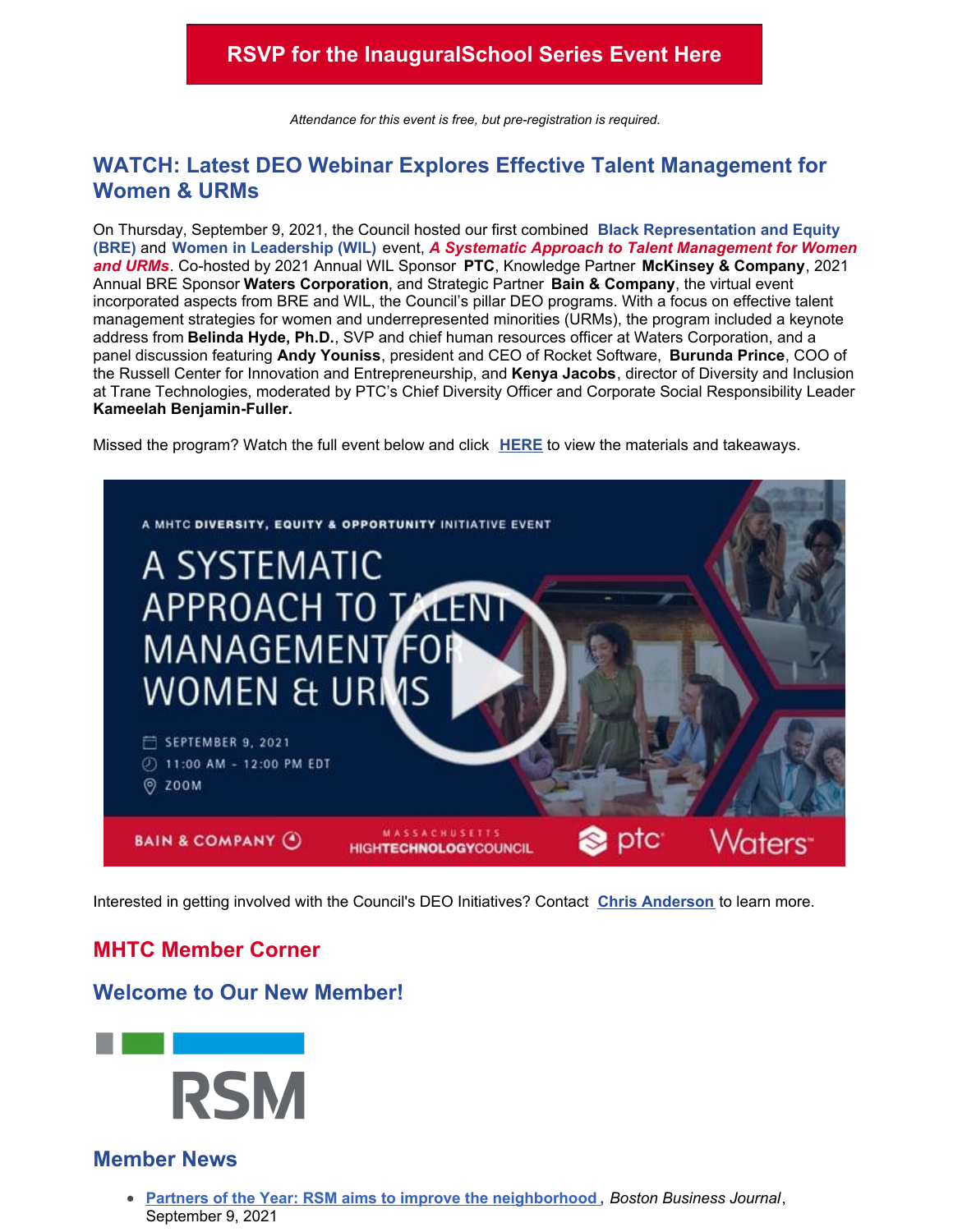**RSVP for the InauguralSchool Series Event Here**

*Attendance for this event is free, but pre-registration is required.*

## WATCH: Latest DEO Webinar Explores Effective Talent Management for Women & URMs

On Thursday, September 9, 2021, the Council hosted our first combined **Black Representation and Equity (BRE)** and **Women in Leadership (WIL)** event, ***A Systematic Approach to Talent Management for Women and URMs***. Co-hosted by 2021 Annual WIL Sponsor **PTC**, Knowledge Partner **McKinsey & Company**, 2021 Annual BRE Sponsor **Waters Corporation**, and Strategic Partner **Bain & Company**, the virtual event incorporated aspects from BRE and WIL, the Council's pillar DEO programs. With a focus on effective talent management strategies for women and underrepresented minorities (URMs), the program included a keynote address from **Belinda Hyde, Ph.D.**, SVP and chief human resources officer at Waters Corporation, and a panel discussion featuring **Andy Youniss**, president and CEO of Rocket Software, **Burunda Prince**, COO of the Russell Center for Innovation and Entrepreneurship, and **Kenya Jacobs**, director of Diversity and Inclusion at Trane Technologies, moderated by PTC's Chief Diversity Officer and Corporate Social Responsibility Leader **Kameelah Benjamin-Fuller.**

Missed the program? Watch the full event below and click **HERE** to view the materials and takeaways.

A MHTC DIVERSITY, EQUITY & OPPORTUNITY INITIATIVE EVENT

A SYSTEMATIC APPROACH TO TALENT MANAGEMENT FOR WOMEN & URMS

SEPTEMBER 9, 2021
11:00 AM - 12:00 PM EDT
ZOOM

BAIN & COMPANY | MASSACHUSETTS HIGHTECHNOLOGYCOUNCIL | ptc | Waters

Interested in getting involved with the Council's DEO Initiatives? Contact **Chris Anderson** to learn more.

## MHTC Member Corner

## Welcome to Our New Member!

RSM

## Member News

- **Partners of the Year: RSM aims to improve the neighborhood** , *Boston Business Journal*, September 9, 2021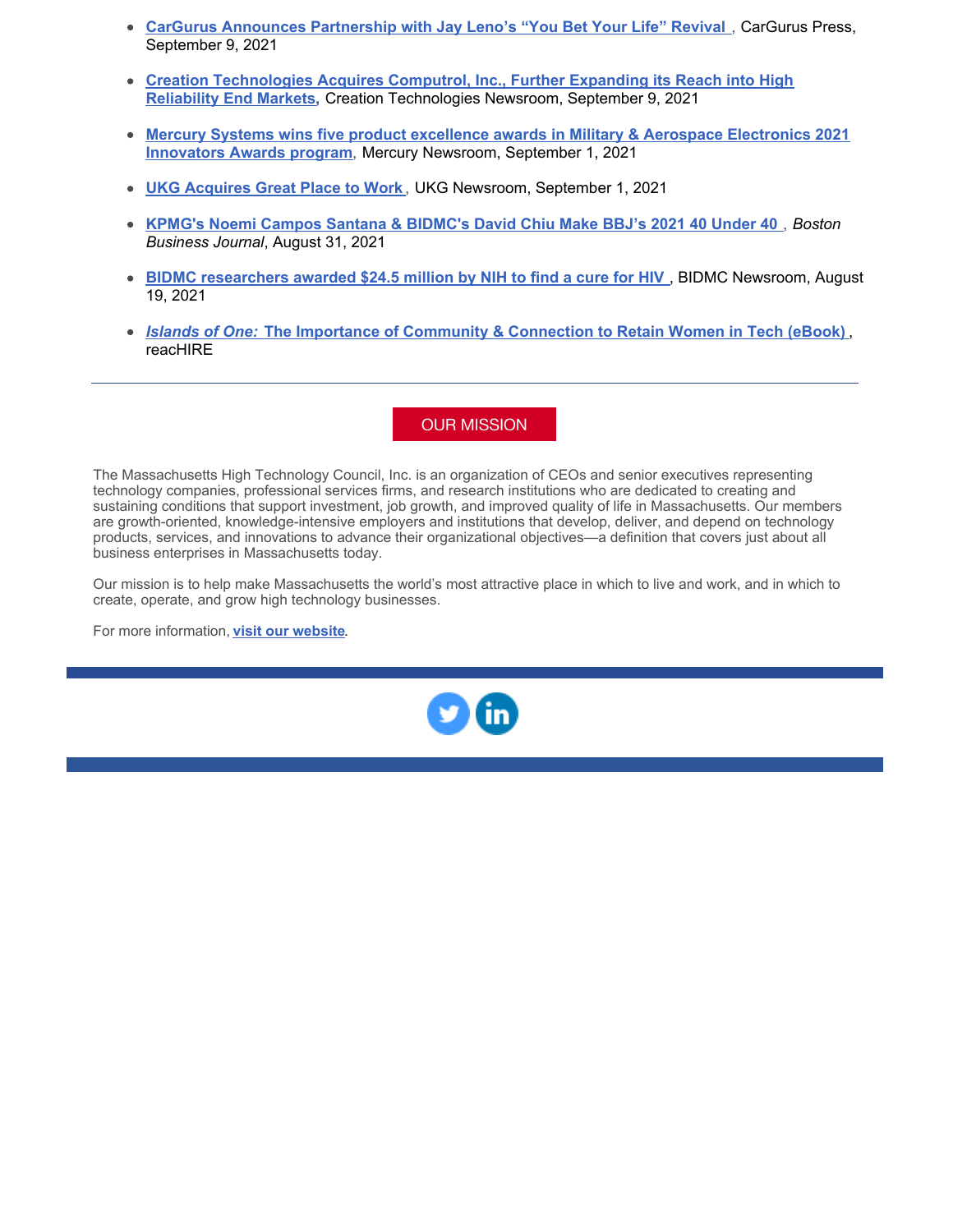- **CarGurus Announces Partnership with Jay Leno's "You Bet Your Life" Revival** , CarGurus Press, September 9, 2021
- **Creation Technologies Acquires Computrol, Inc., Further Expanding its Reach into High Reliability End Markets**, Creation Technologies Newsroom, September 9, 2021
- **Mercury Systems wins five product excellence awards in Military & Aerospace Electronics 2021 Innovators Awards program**, Mercury Newsroom, September 1, 2021
- **UKG Acquires Great Place to Work** , UKG Newsroom, September 1, 2021
- **KPMG's Noemi Campos Santana & BIDMC's David Chiu Make BBJ's 2021 40 Under 40** , *Boston Business Journal*, August 31, 2021
- **BIDMC researchers awarded $24.5 million by NIH to find a cure for HIV** , BIDMC Newsroom, August 19, 2021
- ***Islands of One:* The Importance of Community & Connection to Retain Women in Tech (eBook)** , reacHIRE

---

## OUR MISSION

The Massachusetts High Technology Council, Inc. is an organization of CEOs and senior executives representing technology companies, professional services firms, and research institutions who are dedicated to creating and sustaining conditions that support investment, job growth, and improved quality of life in Massachusetts. Our members are growth-oriented, knowledge-intensive employers and institutions that develop, deliver, and depend on technology products, services, and innovations to advance their organizational objectives—a definition that covers just about all business enterprises in Massachusetts today.

Our mission is to help make Massachusetts the world's most attractive place in which to live and work, and in which to create, operate, and grow high technology businesses.

For more information, **visit our website**.